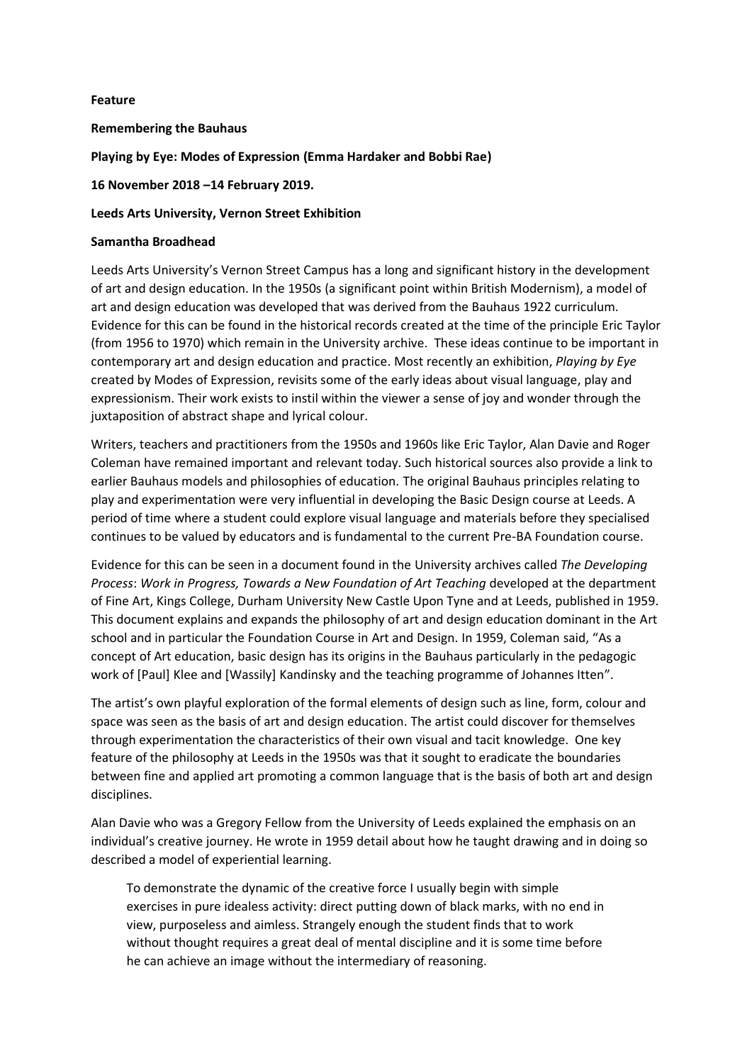**Feature**

**Remembering the Bauhaus**

**Playing by Eye: Modes of Expression (Emma Hardaker and Bobbi Rae)**

**16 November 2018 –14 February 2019.**

**Leeds Arts University, Vernon Street Exhibition**

**Samantha Broadhead**

Leeds Arts University's Vernon Street Campus has a long and significant history in the development of art and design education. In the 1950s (a significant point within British Modernism), a model of art and design education was developed that was derived from the Bauhaus 1922 curriculum. Evidence for this can be found in the historical records created at the time of the principle Eric Taylor (from 1956 to 1970) which remain in the University archive. These ideas continue to be important in contemporary art and design education and practice. Most recently an exhibition, *Playing by Eye* created by Modes of Expression, revisits some of the early ideas about visual language, play and expressionism. Their work exists to instil within the viewer a sense of joy and wonder through the juxtaposition of abstract shape and lyrical colour.

Writers, teachers and practitioners from the 1950s and 1960s like Eric Taylor, Alan Davie and Roger Coleman have remained important and relevant today. Such historical sources also provide a link to earlier Bauhaus models and philosophies of education. The original Bauhaus principles relating to play and experimentation were very influential in developing the Basic Design course at Leeds. A period of time where a student could explore visual language and materials before they specialised continues to be valued by educators and is fundamental to the current Pre-BA Foundation course.

Evidence for this can be seen in a document found in the University archives called *The Developing Process*: *Work in Progress, Towards a New Foundation of Art Teaching* developed at the department of Fine Art, Kings College, Durham University New Castle Upon Tyne and at Leeds, published in 1959. This document explains and expands the philosophy of art and design education dominant in the Art school and in particular the Foundation Course in Art and Design. In 1959, Coleman said, "As a concept of Art education, basic design has its origins in the Bauhaus particularly in the pedagogic work of [Paul] Klee and [Wassily] Kandinsky and the teaching programme of Johannes Itten".

The artist's own playful exploration of the formal elements of design such as line, form, colour and space was seen as the basis of art and design education. The artist could discover for themselves through experimentation the characteristics of their own visual and tacit knowledge. One key feature of the philosophy at Leeds in the 1950s was that it sought to eradicate the boundaries between fine and applied art promoting a common language that is the basis of both art and design disciplines.

Alan Davie who was a Gregory Fellow from the University of Leeds explained the emphasis on an individual's creative journey. He wrote in 1959 detail about how he taught drawing and in doing so described a model of experiential learning.

> To demonstrate the dynamic of the creative force I usually begin with simple exercises in pure idealess activity: direct putting down of black marks, with no end in view, purposeless and aimless. Strangely enough the student finds that to work without thought requires a great deal of mental discipline and it is some time before he can achieve an image without the intermediary of reasoning.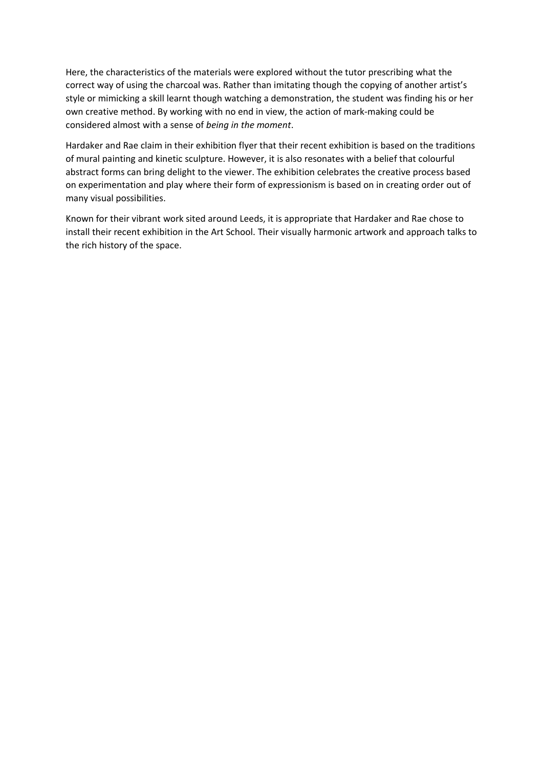Here, the characteristics of the materials were explored without the tutor prescribing what the correct way of using the charcoal was. Rather than imitating though the copying of another artist's style or mimicking a skill learnt though watching a demonstration, the student was finding his or her own creative method. By working with no end in view, the action of mark-making could be considered almost with a sense of *being in the moment*.

Hardaker and Rae claim in their exhibition flyer that their recent exhibition is based on the traditions of mural painting and kinetic sculpture. However, it is also resonates with a belief that colourful abstract forms can bring delight to the viewer. The exhibition celebrates the creative process based on experimentation and play where their form of expressionism is based on in creating order out of many visual possibilities.

Known for their vibrant work sited around Leeds, it is appropriate that Hardaker and Rae chose to install their recent exhibition in the Art School. Their visually harmonic artwork and approach talks to the rich history of the space.